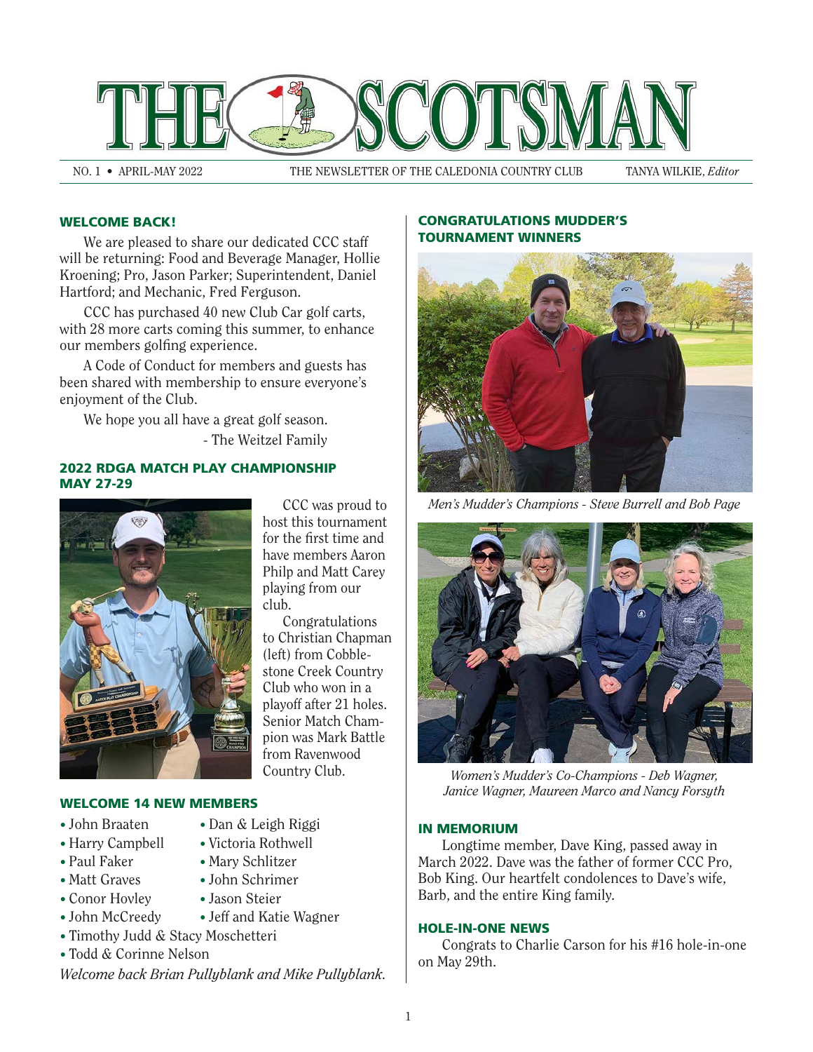# THE SCOTSMAN

NO. 1 • APRIL-MAY 2022 THE NEWSLETTER OF THE CALEDONIA COUNTRY CLUB TANYA WILKIE, *Editor*

## WELCOME BACK!

We are pleased to share our dedicated CCC staff will be returning: Food and Beverage Manager, Hollie Kroening; Pro, Jason Parker; Superintendent, Daniel Hartford; and Mechanic, Fred Ferguson.

CCC has purchased 40 new Club Car golf carts, with 28 more carts coming this summer, to enhance our members golfing experience.

A Code of Conduct for members and guests has been shared with membership to ensure everyone's enjoyment of the Club.

We hope you all have a great golf season.

- The Weitzel Family

## 2022 RDGA MATCH PLAY CHAMPIONSHIP MAY 27-29

CCC was proud to host this tournament for the first time and have members Aaron Philp and Matt Carey playing from our club.

Congratulations to Christian Chapman (left) from Cobblestone Creek Country Club who won in a playoff after 21 holes. Senior Match Champion was Mark Battle from Ravenwood Country Club.

## WELCOME 14 NEW MEMBERS

- John Braaten
- Harry Campbell
- Paul Faker
- Matt Graves
- Conor Hovley
- John McCreedy
- Dan & Leigh Riggi
- Victoria Rothwell
- Mary Schlitzer
- John Schrimer
- Jason Steier
- Jeff and Katie Wagner
- Timothy Judd & Stacy Moschetteri
- Todd & Corinne Nelson

*Welcome back Brian Pullyblank and Mike Pullyblank.*

## CONGRATULATIONS MUDDER'S TOURNAMENT WINNERS

*Men's Mudder's Champions - Steve Burrell and Bob Page*

*Women's Mudder's Co-Champions - Deb Wagner, Janice Wagner, Maureen Marco and Nancy Forsyth*

## IN MEMORIUM

Longtime member, Dave King, passed away in March 2022. Dave was the father of former CCC Pro, Bob King. Our heartfelt condolences to Dave's wife, Barb, and the entire King family.

## HOLE-IN-ONE NEWS

Congrats to Charlie Carson for his #16 hole-in-one on May 29th.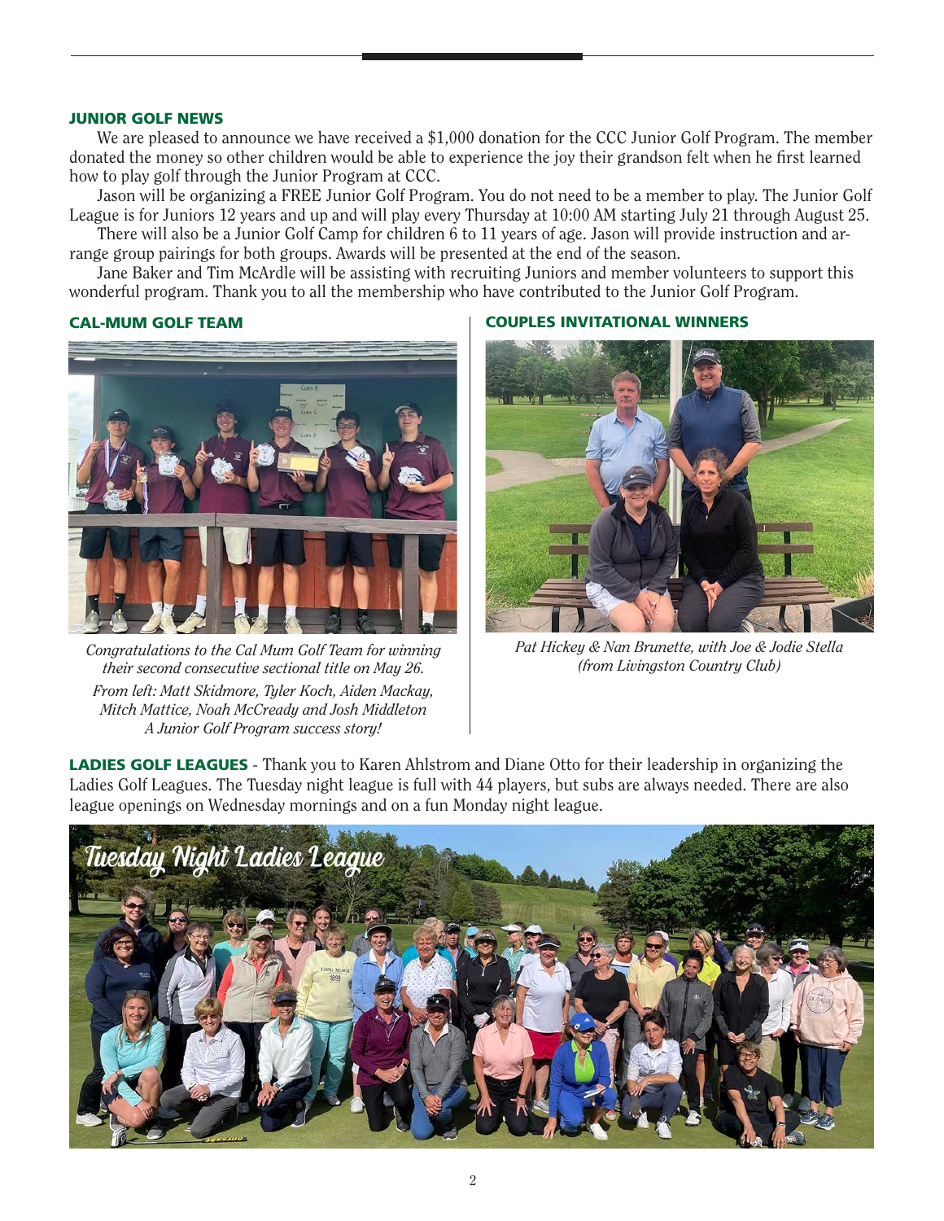## JUNIOR GOLF NEWS

We are pleased to announce we have received a $1,000 donation for the CCC Junior Golf Program. The member donated the money so other children would be able to experience the joy their grandson felt when he first learned how to play golf through the Junior Program at CCC.

Jason will be organizing a FREE Junior Golf Program. You do not need to be a member to play. The Junior Golf League is for Juniors 12 years and up and will play every Thursday at 10:00 AM starting July 21 through August 25.

There will also be a Junior Golf Camp for children 6 to 11 years of age. Jason will provide instruction and arrange group pairings for both groups. Awards will be presented at the end of the season.

Jane Baker and Tim McArdle will be assisting with recruiting Juniors and member volunteers to support this wonderful program. Thank you to all the membership who have contributed to the Junior Golf Program.

## CAL-MUM GOLF TEAM

*Congratulations to the Cal Mum Golf Team for winning their second consecutive sectional title on May 26.*

*From left: Matt Skidmore, Tyler Koch, Aiden Mackay, Mitch Mattice, Noah McCready and Josh Middleton*

*A Junior Golf Program success story!*

## COUPLES INVITATIONAL WINNERS

*Pat Hickey & Nan Brunette, with Joe & Jodie Stella (from Livingston Country Club)*

**LADIES GOLF LEAGUES** - Thank you to Karen Ahlstrom and Diane Otto for their leadership in organizing the Ladies Golf Leagues. The Tuesday night league is full with 44 players, but subs are always needed. There are also league openings on Wednesday mornings and on a fun Monday night league.

Tuesday Night Ladies League